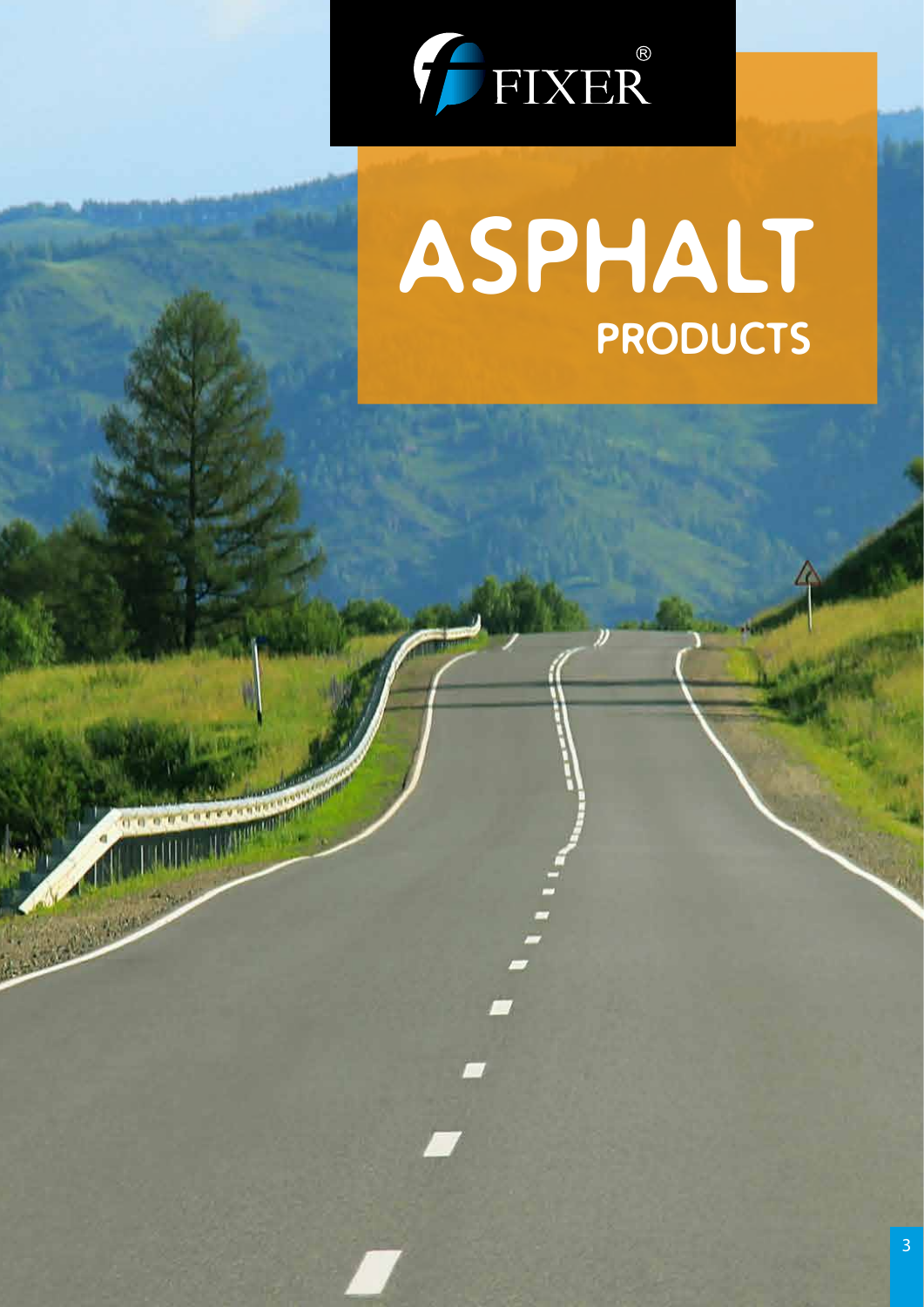FIXER®

# ASPHALT

## PRODUCTS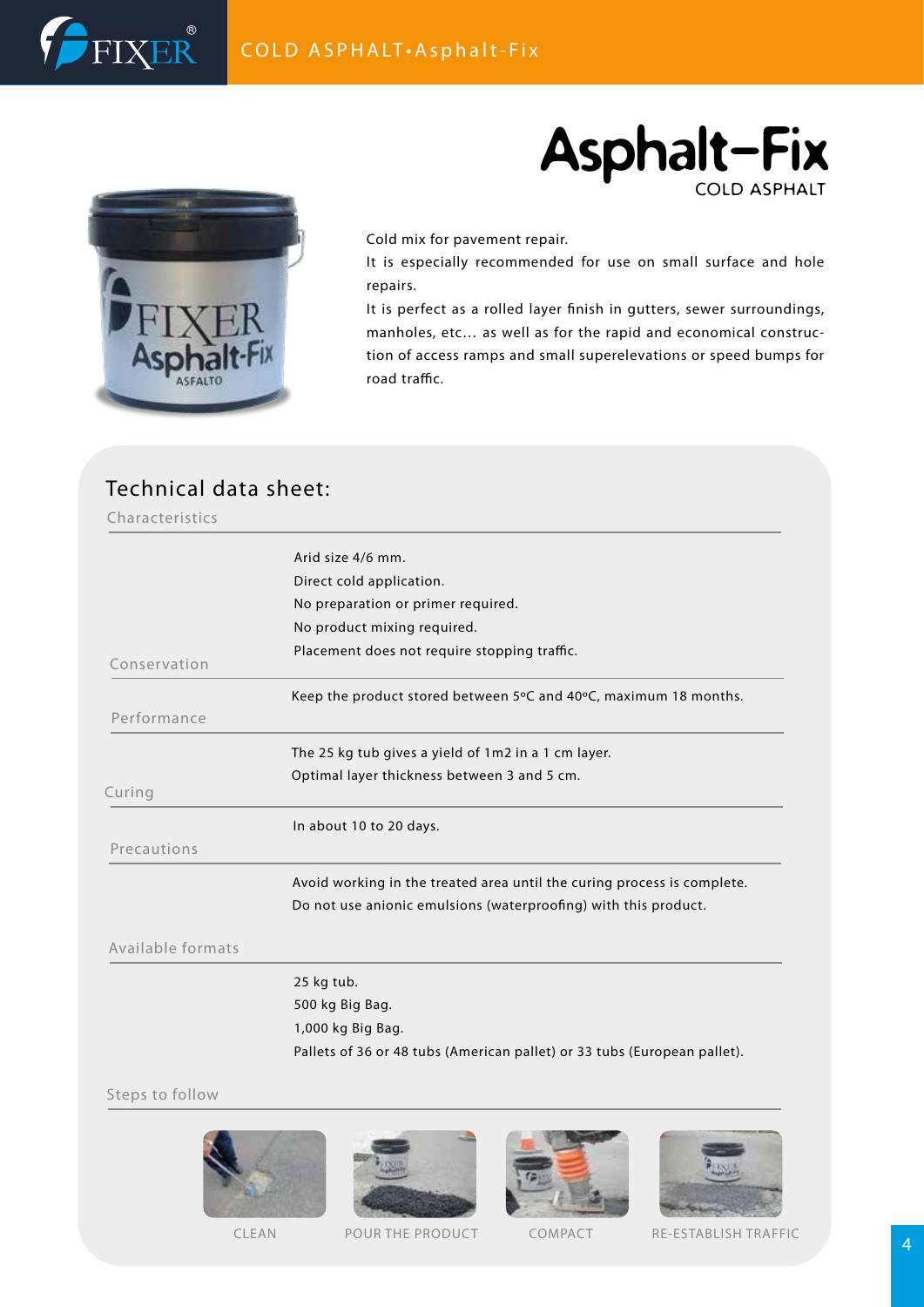# Asphalt-Fix

COLD ASPHALT

Cold mix for pavement repair.

It is especially recommended for use on small surface and hole repairs.

It is perfect as a rolled layer finish in gutters, sewer surroundings, manholes, etc… as well as for the rapid and economical construction of access ramps and small superelevations or speed bumps for road traffic.

## Technical data sheet:

### Characteristics

Arid size 4/6 mm.
Direct cold application.
No preparation or primer required.
No product mixing required.
Placement does not require stopping traffic.

### Conservation

Keep the product stored between 5ºC and 40ºC, maximum 18 months.

### Performance

The 25 kg tub gives a yield of 1m2 in a 1 cm layer.
Optimal layer thickness between 3 and 5 cm.

### Curing

In about 10 to 20 days.

### Precautions

Avoid working in the treated area until the curing process is complete.
Do not use anionic emulsions (waterproofing) with this product.

### Available formats

25 kg tub.
500 kg Big Bag.
1,000 kg Big Bag.
Pallets of 36 or 48 tubs (American pallet) or 33 tubs (European pallet).

### Steps to follow

CLEAN — POUR THE PRODUCT — COMPACT — RE-ESTABLISH TRAFFIC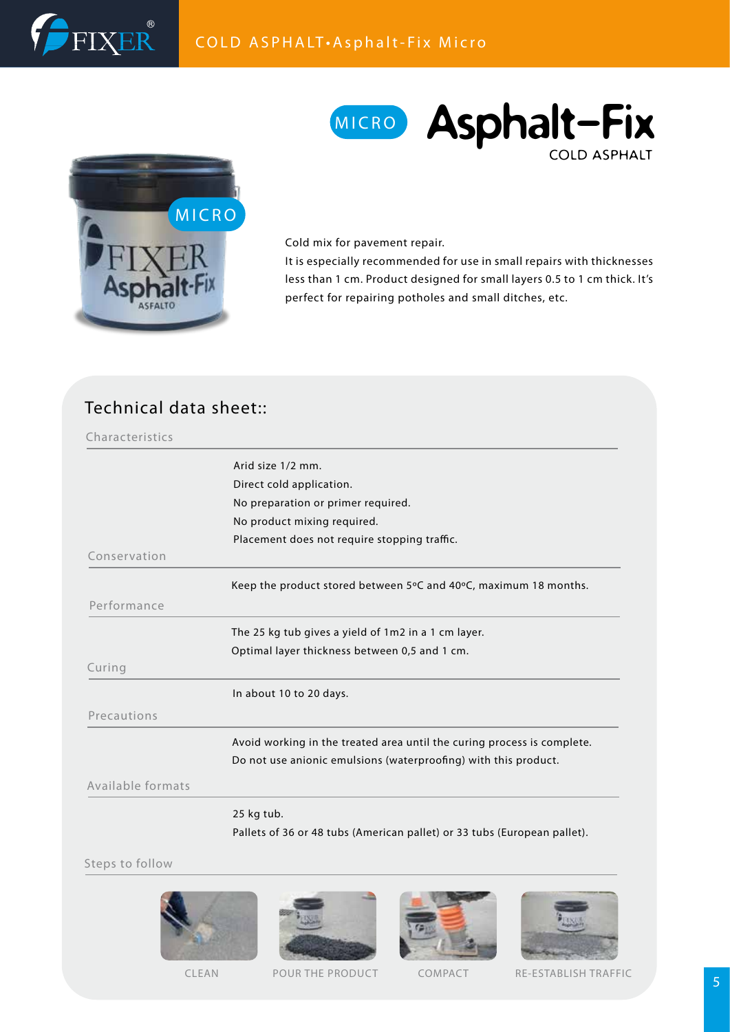# MICRO Asphalt-Fix

COLD ASPHALT

Cold mix for pavement repair.
It is especially recommended for use in small repairs with thicknesses less than 1 cm. Product designed for small layers 0.5 to 1 cm thick. It's perfect for repairing potholes and small ditches, etc.

## Technical data sheet::

### Characteristics

Arid size 1/2 mm.
Direct cold application.
No preparation or primer required.
No product mixing required.
Placement does not require stopping traffic.

### Conservation

Keep the product stored between 5ºC and 40ºC, maximum 18 months.

### Performance

The 25 kg tub gives a yield of 1m2 in a 1 cm layer.
Optimal layer thickness between 0,5 and 1 cm.

### Curing

In about 10 to 20 days.

### Precautions

Avoid working in the treated area until the curing process is complete.
Do not use anionic emulsions (waterproofing) with this product.

### Available formats

25 kg tub.
Pallets of 36 or 48 tubs (American pallet) or 33 tubs (European pallet).

### Steps to follow

CLEAN — POUR THE PRODUCT — COMPACT — RE-ESTABLISH TRAFFIC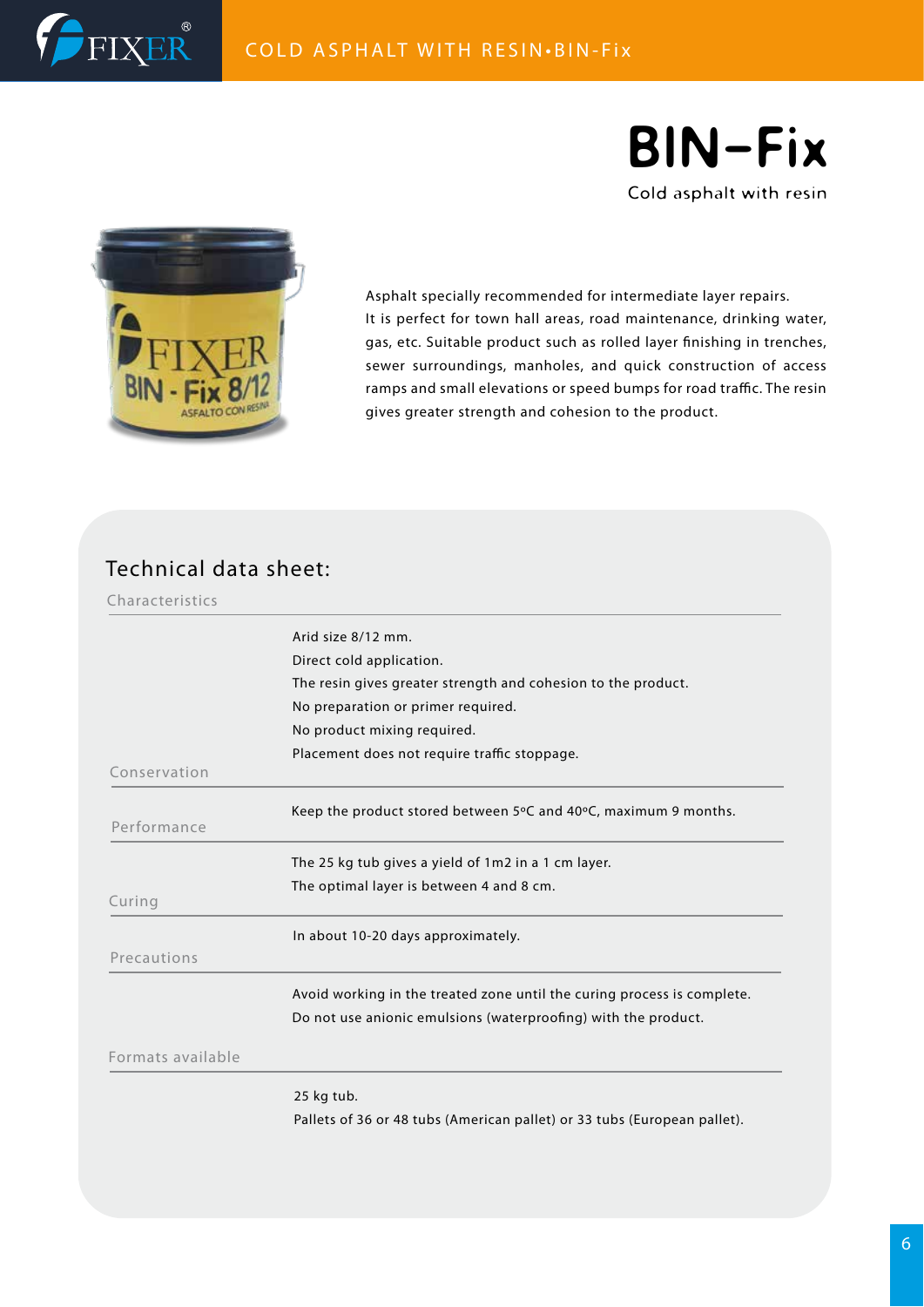# BIN-Fix

Cold asphalt with resin

Asphalt specially recommended for intermediate layer repairs. It is perfect for town hall areas, road maintenance, drinking water, gas, etc. Suitable product such as rolled layer finishing in trenches, sewer surroundings, manholes, and quick construction of access ramps and small elevations or speed bumps for road traffic. The resin gives greater strength and cohesion to the product.

## Technical data sheet:

**Characteristics**

Arid size 8/12 mm.
Direct cold application.
The resin gives greater strength and cohesion to the product.
No preparation or primer required.
No product mixing required.
Placement does not require traffic stoppage.

**Conservation**

Keep the product stored between 5ºC and 40ºC, maximum 9 months.

**Performance**

The 25 kg tub gives a yield of 1m2 in a 1 cm layer.
The optimal layer is between 4 and 8 cm.

**Curing**

In about 10-20 days approximately.

**Precautions**

Avoid working in the treated zone until the curing process is complete.
Do not use anionic emulsions (waterproofing) with the product.

**Formats available**

25 kg tub.
Pallets of 36 or 48 tubs (American pallet) or 33 tubs (European pallet).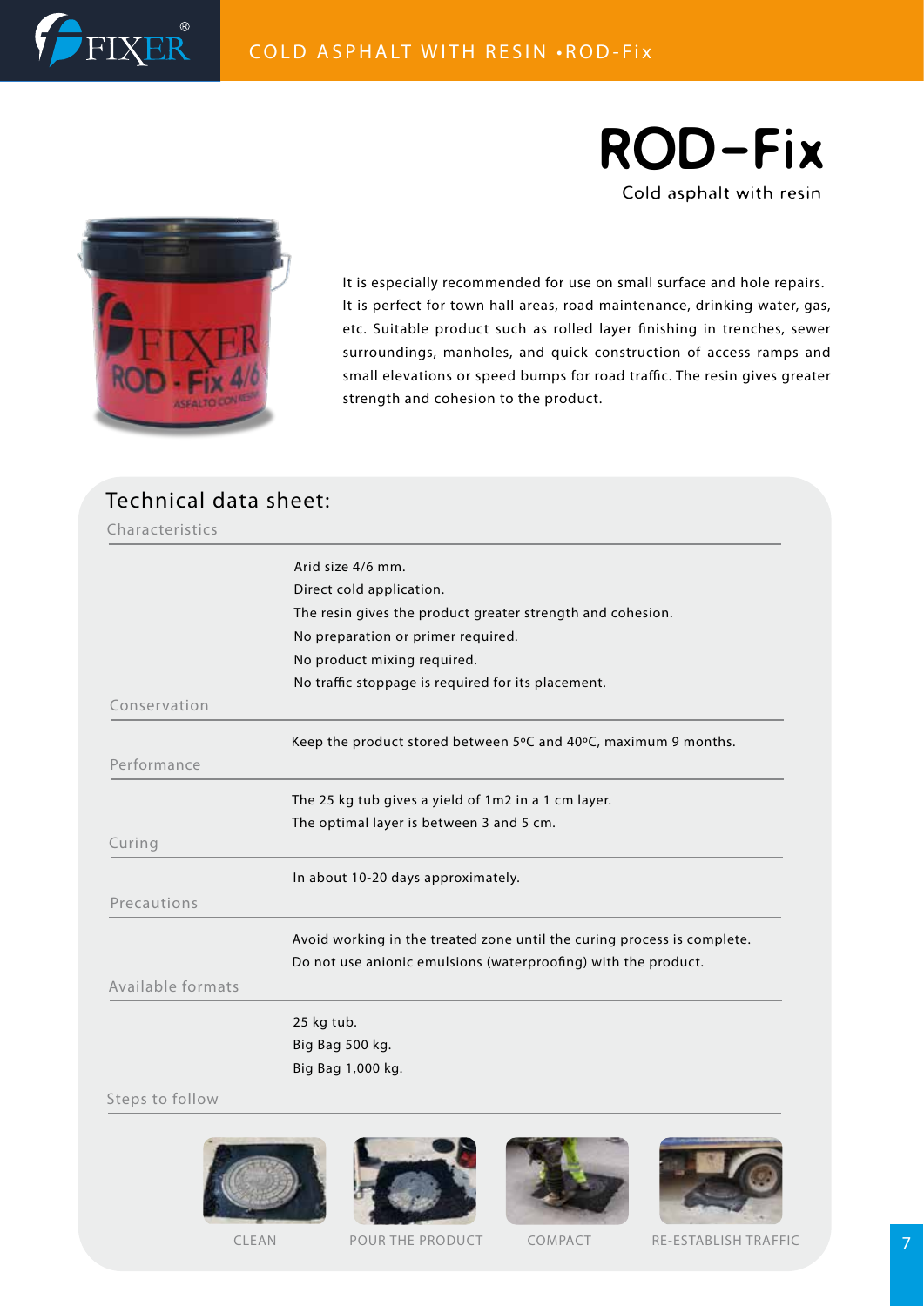# ROD-Fix

Cold asphalt with resin

It is especially recommended for use on small surface and hole repairs. It is perfect for town hall areas, road maintenance, drinking water, gas, etc. Suitable product such as rolled layer finishing in trenches, sewer surroundings, manholes, and quick construction of access ramps and small elevations or speed bumps for road traffic. The resin gives greater strength and cohesion to the product.

## Technical data sheet:

### Characteristics

Arid size 4/6 mm.
Direct cold application.
The resin gives the product greater strength and cohesion.
No preparation or primer required.
No product mixing required.
No traffic stoppage is required for its placement.

### Conservation

Keep the product stored between 5ºC and 40ºC, maximum 9 months.

### Performance

The 25 kg tub gives a yield of 1m2 in a 1 cm layer.
The optimal layer is between 3 and 5 cm.

### Curing

In about 10-20 days approximately.

### Precautions

Avoid working in the treated zone until the curing process is complete.
Do not use anionic emulsions (waterproofing) with the product.

### Available formats

25 kg tub.
Big Bag 500 kg.
Big Bag 1,000 kg.

### Steps to follow

CLEAN — POUR THE PRODUCT — COMPACT — RE-ESTABLISH TRAFFIC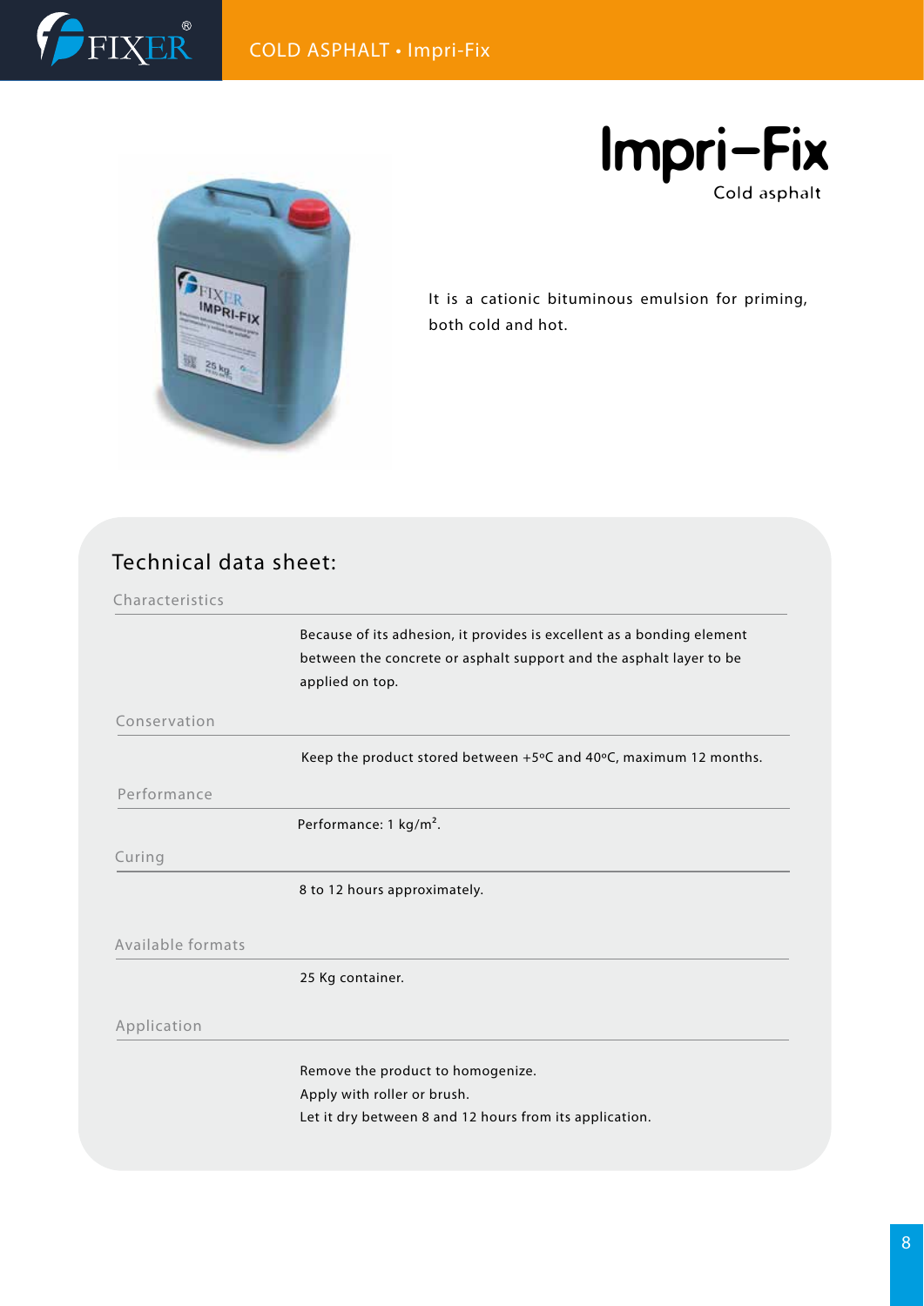# Impri-Fix

Cold asphalt

It is a cationic bituminous emulsion for priming, both cold and hot.

## Technical data sheet:

### Characteristics

Because of its adhesion, it provides is excellent as a bonding element between the concrete or asphalt support and the asphalt layer to be applied on top.

### Conservation

Keep the product stored between +5ºC and 40ºC, maximum 12 months.

### Performance

Performance: 1 kg/m².

### Curing

8 to 12 hours approximately.

### Available formats

25 Kg container.

### Application

Remove the product to homogenize.
Apply with roller or brush.
Let it dry between 8 and 12 hours from its application.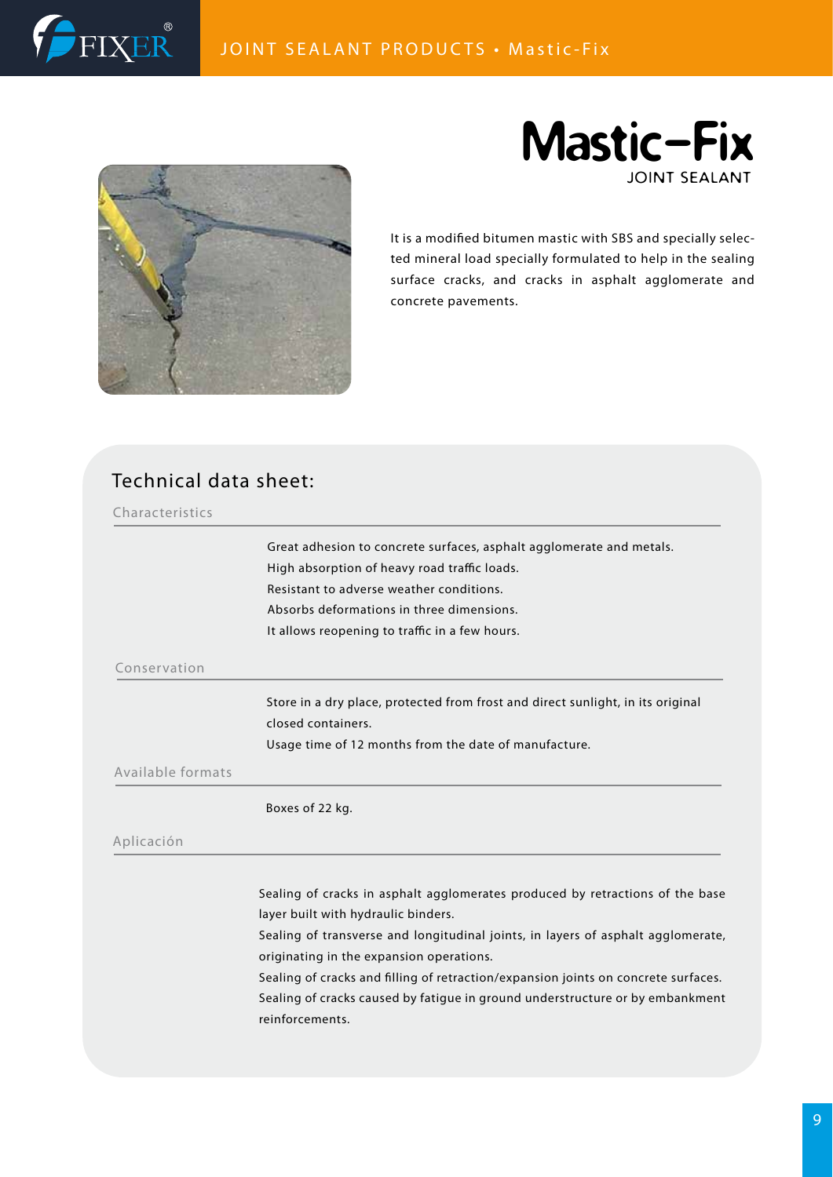# Mastic-Fix

JOINT SEALANT

It is a modified bitumen mastic with SBS and specially selected mineral load specially formulated to help in the sealing surface cracks, and cracks in asphalt agglomerate and concrete pavements.

## Technical data sheet:

### Characteristics

Great adhesion to concrete surfaces, asphalt agglomerate and metals.
High absorption of heavy road traffic loads.
Resistant to adverse weather conditions.
Absorbs deformations in three dimensions.
It allows reopening to traffic in a few hours.

### Conservation

Store in a dry place, protected from frost and direct sunlight, in its original closed containers.
Usage time of 12 months from the date of manufacture.

### Available formats

Boxes of 22 kg.

### Aplicación

Sealing of cracks in asphalt agglomerates produced by retractions of the base layer built with hydraulic binders.
Sealing of transverse and longitudinal joints, in layers of asphalt agglomerate, originating in the expansion operations.
Sealing of cracks and filling of retraction/expansion joints on concrete surfaces.
Sealing of cracks caused by fatigue in ground understructure or by embankment reinforcements.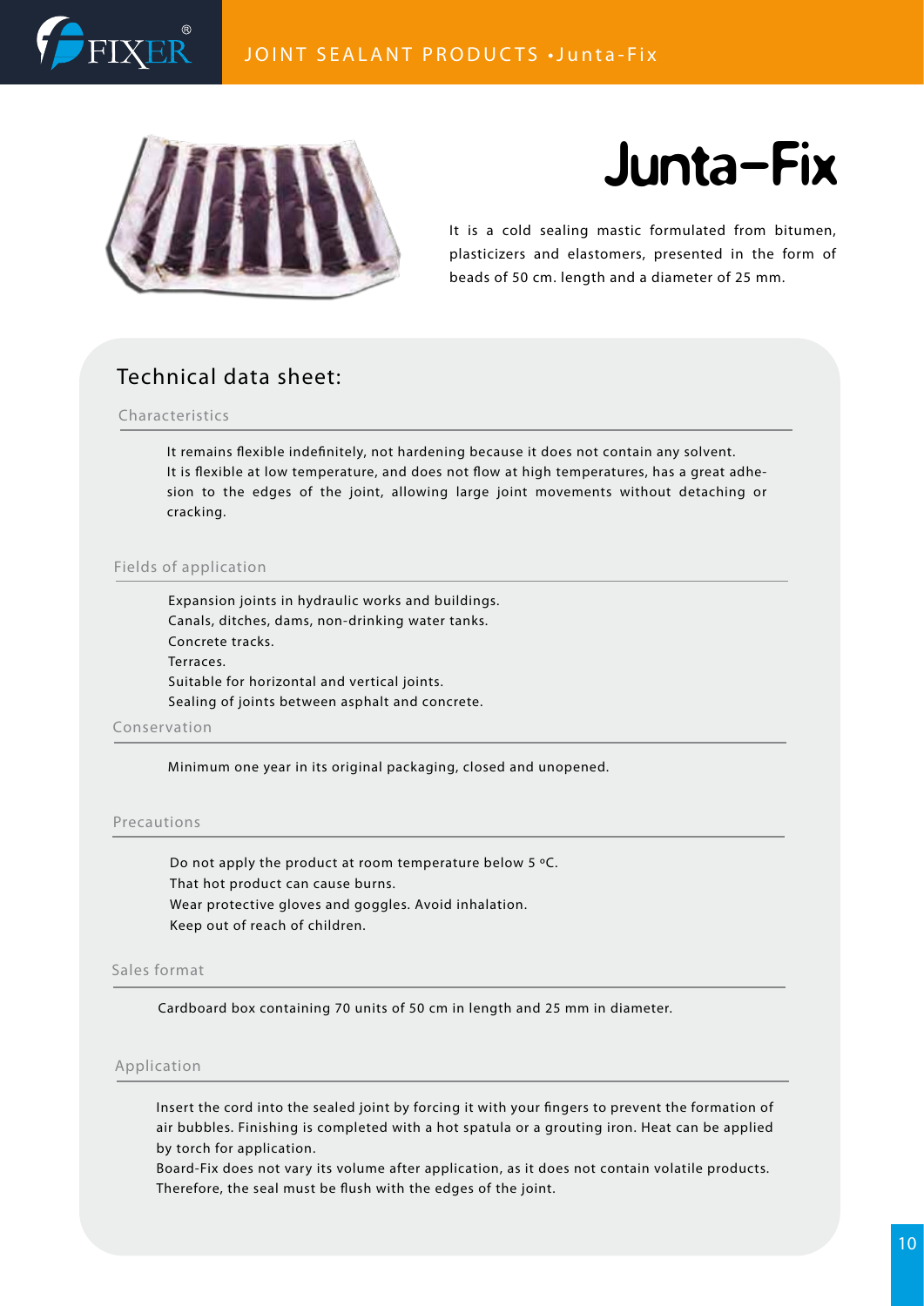# Junta-Fix

It is a cold sealing mastic formulated from bitumen, plasticizers and elastomers, presented in the form of beads of 50 cm. length and a diameter of 25 mm.

## Technical data sheet:

### Characteristics

It remains flexible indefinitely, not hardening because it does not contain any solvent.
It is flexible at low temperature, and does not flow at high temperatures, has a great adhesion to the edges of the joint, allowing large joint movements without detaching or cracking.

### Fields of application

Expansion joints in hydraulic works and buildings.
Canals, ditches, dams, non-drinking water tanks.
Concrete tracks.
Terraces.
Suitable for horizontal and vertical joints.
Sealing of joints between asphalt and concrete.

### Conservation

Minimum one year in its original packaging, closed and unopened.

### Precautions

Do not apply the product at room temperature below 5 ºC.
That hot product can cause burns.
Wear protective gloves and goggles. Avoid inhalation.
Keep out of reach of children.

### Sales format

Cardboard box containing 70 units of 50 cm in length and 25 mm in diameter.

### Application

Insert the cord into the sealed joint by forcing it with your fingers to prevent the formation of air bubbles. Finishing is completed with a hot spatula or a grouting iron. Heat can be applied by torch for application.
Board-Fix does not vary its volume after application, as it does not contain volatile products. Therefore, the seal must be flush with the edges of the joint.